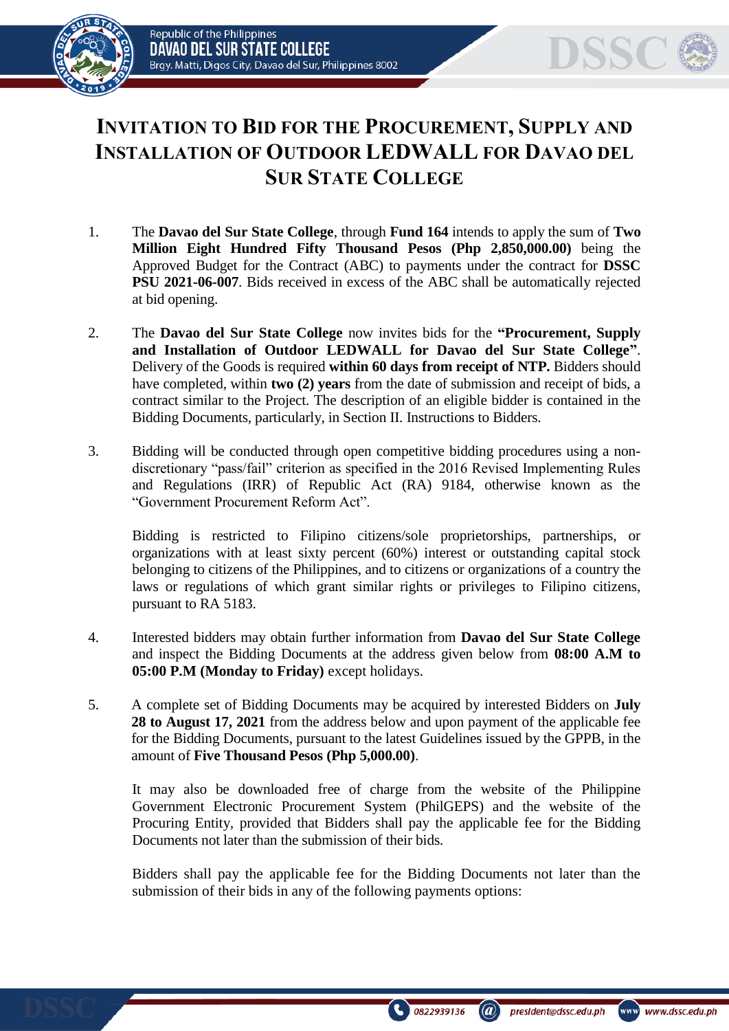# INVITATION TO BID FOR THE PROCUREMENT, SUPPLY AND INSTALLATION OF OUTDOOR LEDWALL FOR DAVAO DEL SUR STATE COLLEGE

1. The **Davao del Sur State College**, through **Fund 164** intends to apply the sum of **Two Million Eight Hundred Fifty Thousand Pesos (Php 2,850,000.00)** being the Approved Budget for the Contract (ABC) to payments under the contract for **DSSC PSU 2021-06-007**. Bids received in excess of the ABC shall be automatically rejected at bid opening.

2. The **Davao del Sur State College** now invites bids for the **"Procurement, Supply and Installation of Outdoor LEDWALL for Davao del Sur State College"**. Delivery of the Goods is required **within 60 days from receipt of NTP.** Bidders should have completed, within **two (2) years** from the date of submission and receipt of bids, a contract similar to the Project. The description of an eligible bidder is contained in the Bidding Documents, particularly, in Section II. Instructions to Bidders.

3. Bidding will be conducted through open competitive bidding procedures using a non-discretionary "pass/fail" criterion as specified in the 2016 Revised Implementing Rules and Regulations (IRR) of Republic Act (RA) 9184, otherwise known as the "Government Procurement Reform Act".

   Bidding is restricted to Filipino citizens/sole proprietorships, partnerships, or organizations with at least sixty percent (60%) interest or outstanding capital stock belonging to citizens of the Philippines, and to citizens or organizations of a country the laws or regulations of which grant similar rights or privileges to Filipino citizens, pursuant to RA 5183.

4. Interested bidders may obtain further information from **Davao del Sur State College** and inspect the Bidding Documents at the address given below from **08:00 A.M to 05:00 P.M (Monday to Friday)** except holidays.

5. A complete set of Bidding Documents may be acquired by interested Bidders on **July 28 to August 17, 2021** from the address below and upon payment of the applicable fee for the Bidding Documents, pursuant to the latest Guidelines issued by the GPPB, in the amount of **Five Thousand Pesos (Php 5,000.00)**.

   It may also be downloaded free of charge from the website of the Philippine Government Electronic Procurement System (PhilGEPS) and the website of the Procuring Entity, provided that Bidders shall pay the applicable fee for the Bidding Documents not later than the submission of their bids.

   Bidders shall pay the applicable fee for the Bidding Documents not later than the submission of their bids in any of the following payments options: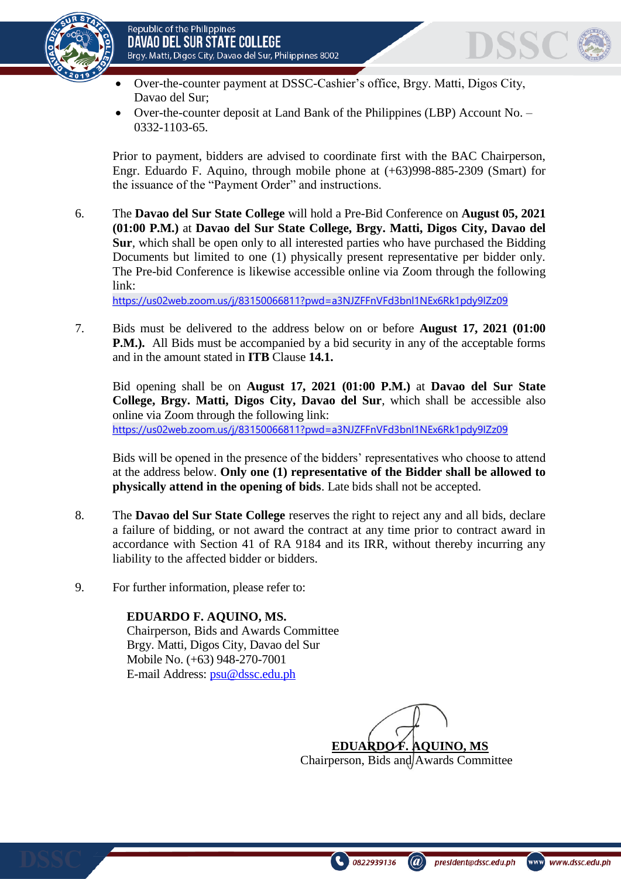- Over-the-counter payment at DSSC-Cashier's office, Brgy. Matti, Digos City, Davao del Sur;
- Over-the-counter deposit at Land Bank of the Philippines (LBP) Account No. – 0332-1103-65.

Prior to payment, bidders are advised to coordinate first with the BAC Chairperson, Engr. Eduardo F. Aquino, through mobile phone at (+63)998-885-2309 (Smart) for the issuance of the "Payment Order" and instructions.

6. The **Davao del Sur State College** will hold a Pre-Bid Conference on **August 05, 2021 (01:00 P.M.)** at **Davao del Sur State College, Brgy. Matti, Digos City, Davao del Sur**, which shall be open only to all interested parties who have purchased the Bidding Documents but limited to one (1) physically present representative per bidder only. The Pre-bid Conference is likewise accessible online via Zoom through the following link:
   https://us02web.zoom.us/j/83150066811?pwd=a3NJZFFnVFd3bnl1NEx6Rk1pdy9IZz09

7. Bids must be delivered to the address below on or before **August 17, 2021 (01:00 P.M.).** All Bids must be accompanied by a bid security in any of the acceptable forms and in the amount stated in **ITB** Clause **14.1.**

   Bid opening shall be on **August 17, 2021 (01:00 P.M.)** at **Davao del Sur State College, Brgy. Matti, Digos City, Davao del Sur**, which shall be accessible also online via Zoom through the following link:
   https://us02web.zoom.us/j/83150066811?pwd=a3NJZFFnVFd3bnl1NEx6Rk1pdy9IZz09

   Bids will be opened in the presence of the bidders' representatives who choose to attend at the address below. **Only one (1) representative of the Bidder shall be allowed to physically attend in the opening of bids**. Late bids shall not be accepted.

8. The **Davao del Sur State College** reserves the right to reject any and all bids, declare a failure of bidding, or not award the contract at any time prior to contract award in accordance with Section 41 of RA 9184 and its IRR, without thereby incurring any liability to the affected bidder or bidders.

9. For further information, please refer to:

   **EDUARDO F. AQUINO, MS.**
   Chairperson, Bids and Awards Committee
   Brgy. Matti, Digos City, Davao del Sur
   Mobile No. (+63) 948-270-7001
   E-mail Address: psu@dssc.edu.ph

**EDUARDO F. AQUINO, MS**
Chairperson, Bids and Awards Committee